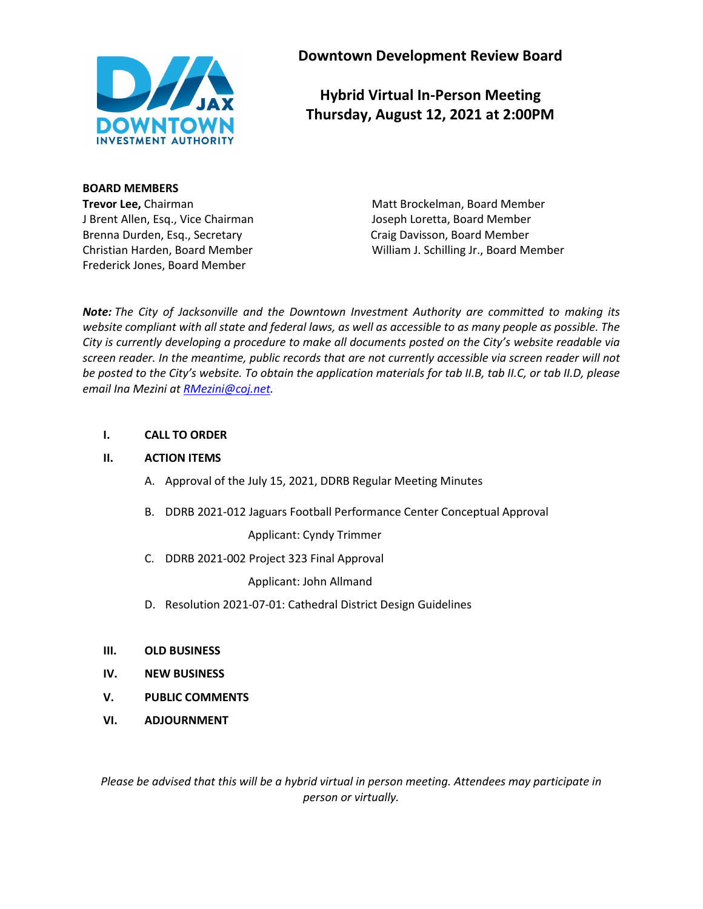# Downtown Development Review Board

## Hybrid Virtual In-Person Meeting
## Thursday, August 12, 2021 at 2:00PM

**BOARD MEMBERS**

**Trevor Lee,** Chairman
J Brent Allen, Esq., Vice Chairman
Brenna Durden, Esq., Secretary
Christian Harden, Board Member
Frederick Jones, Board Member
Matt Brockelman, Board Member
Joseph Loretta, Board Member
Craig Davisson, Board Member
William J. Schilling Jr., Board Member

***Note:*** *The City of Jacksonville and the Downtown Investment Authority are committed to making its website compliant with all state and federal laws, as well as accessible to as many people as possible. The City is currently developing a procedure to make all documents posted on the City's website readable via screen reader. In the meantime, public records that are not currently accessible via screen reader will not be posted to the City's website. To obtain the application materials for tab II.B, tab II.C, or tab II.D, please email Ina Mezini at [RMezini@coj.net](mailto:RMezini@coj.net).*

**I. CALL TO ORDER**

**II. ACTION ITEMS**

A. Approval of the July 15, 2021, DDRB Regular Meeting Minutes

B. DDRB 2021-012 Jaguars Football Performance Center Conceptual Approval

Applicant: Cyndy Trimmer

C. DDRB 2021-002 Project 323 Final Approval

Applicant: John Allmand

D. Resolution 2021-07-01: Cathedral District Design Guidelines

**III. OLD BUSINESS**

**IV. NEW BUSINESS**

**V. PUBLIC COMMENTS**

**VI. ADJOURNMENT**

*Please be advised that this will be a hybrid virtual in person meeting. Attendees may participate in person or virtually.*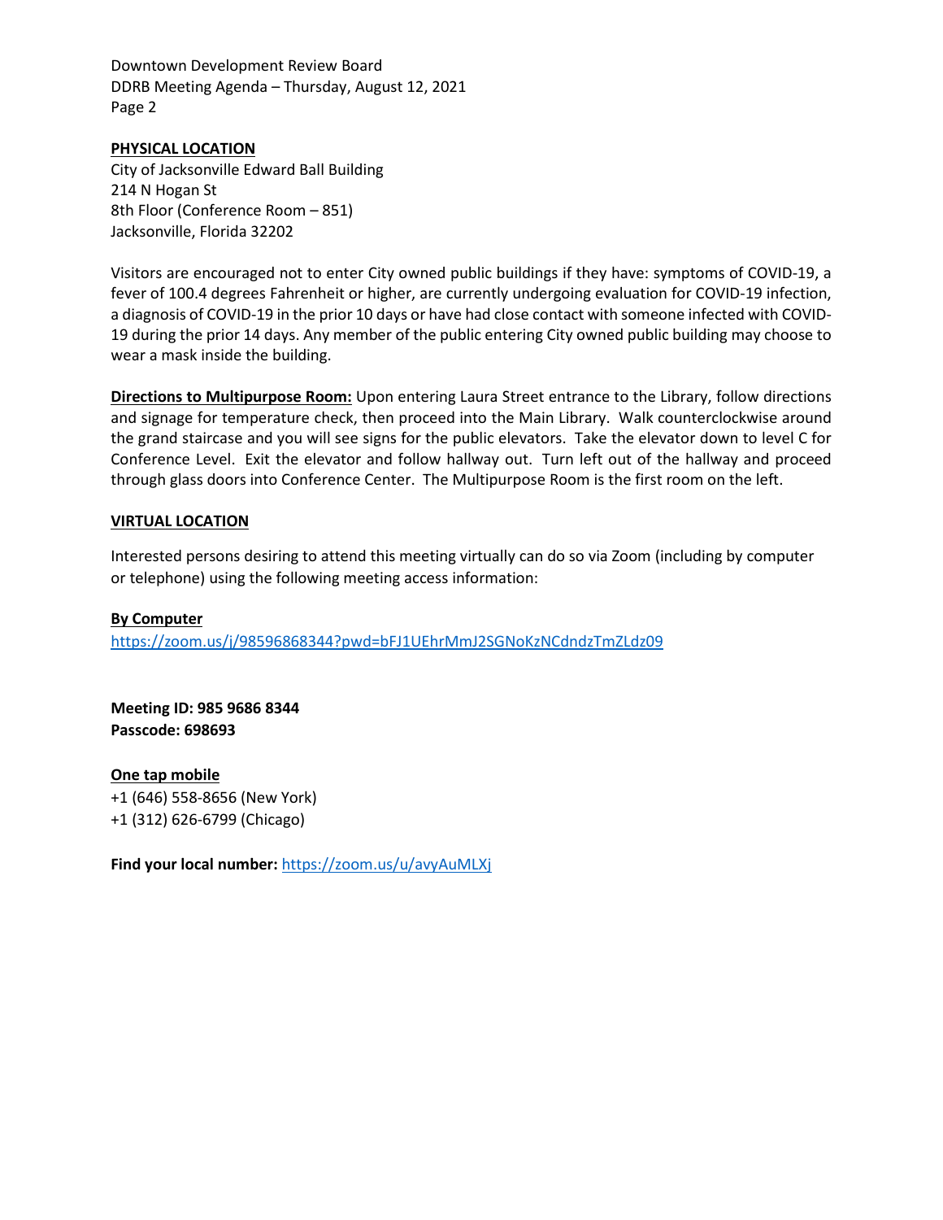**PHYSICAL LOCATION**

City of Jacksonville Edward Ball Building
214 N Hogan St
8th Floor (Conference Room – 851)
Jacksonville, Florida 32202

Visitors are encouraged not to enter City owned public buildings if they have: symptoms of COVID-19, a fever of 100.4 degrees Fahrenheit or higher, are currently undergoing evaluation for COVID-19 infection, a diagnosis of COVID-19 in the prior 10 days or have had close contact with someone infected with COVID-19 during the prior 14 days. Any member of the public entering City owned public building may choose to wear a mask inside the building.

**Directions to Multipurpose Room:** Upon entering Laura Street entrance to the Library, follow directions and signage for temperature check, then proceed into the Main Library. Walk counterclockwise around the grand staircase and you will see signs for the public elevators. Take the elevator down to level C for Conference Level. Exit the elevator and follow hallway out. Turn left out of the hallway and proceed through glass doors into Conference Center. The Multipurpose Room is the first room on the left.

**VIRTUAL LOCATION**

Interested persons desiring to attend this meeting virtually can do so via Zoom (including by computer or telephone) using the following meeting access information:

**By Computer**

https://zoom.us/j/98596868344?pwd=bFJ1UEhrMmJ2SGNoKzNCdndzTmZLdz09

**Meeting ID: 985 9686 8344**
**Passcode: 698693**

**One tap mobile**

+1 (646) 558-8656 (New York)
+1 (312) 626-6799 (Chicago)

**Find your local number:** https://zoom.us/u/avyAuMLXj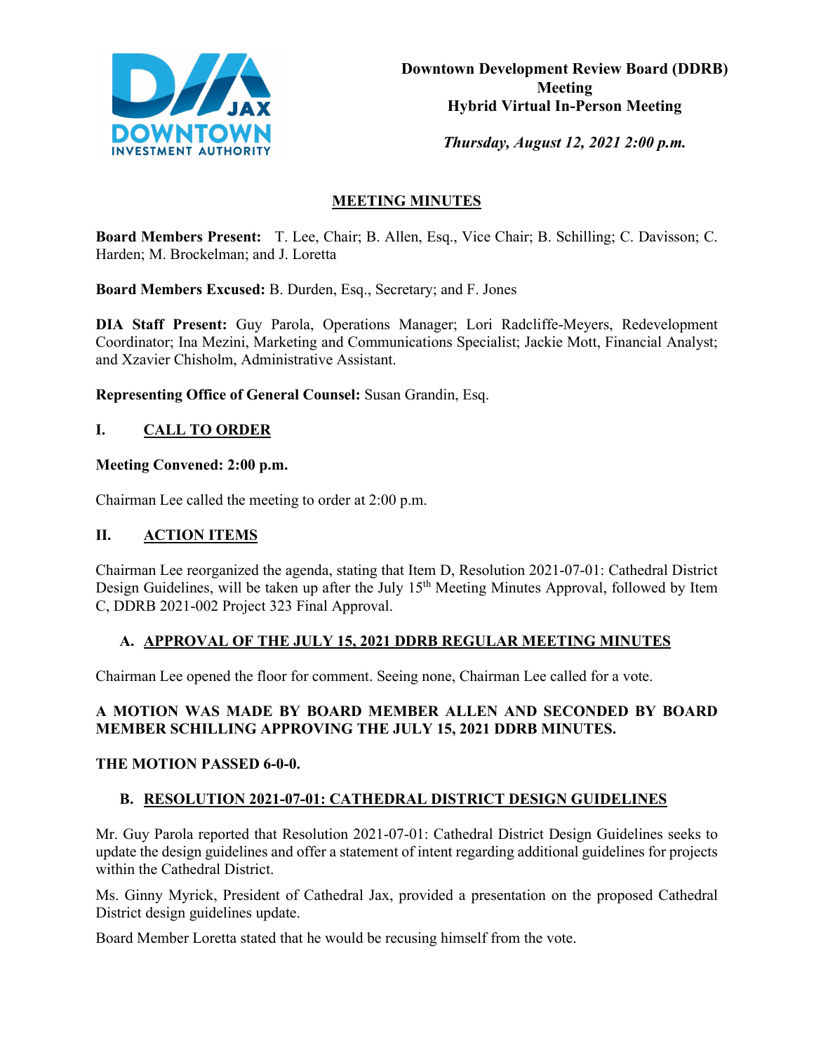**Downtown Development Review Board (DDRB) Meeting**
**Hybrid Virtual In-Person Meeting**

*Thursday, August 12, 2021 2:00 p.m.*

## MEETING MINUTES

**Board Members Present:** T. Lee, Chair; B. Allen, Esq., Vice Chair; B. Schilling; C. Davisson; C. Harden; M. Brockelman; and J. Loretta

**Board Members Excused:** B. Durden, Esq., Secretary; and F. Jones

**DIA Staff Present:** Guy Parola, Operations Manager; Lori Radcliffe-Meyers, Redevelopment Coordinator; Ina Mezini, Marketing and Communications Specialist; Jackie Mott, Financial Analyst; and Xzavier Chisholm, Administrative Assistant.

**Representing Office of General Counsel:** Susan Grandin, Esq.

## I. CALL TO ORDER

**Meeting Convened: 2:00 p.m.**

Chairman Lee called the meeting to order at 2:00 p.m.

## II. ACTION ITEMS

Chairman Lee reorganized the agenda, stating that Item D, Resolution 2021-07-01: Cathedral District Design Guidelines, will be taken up after the July 15th Meeting Minutes Approval, followed by Item C, DDRB 2021-002 Project 323 Final Approval.

### A. APPROVAL OF THE JULY 15, 2021 DDRB REGULAR MEETING MINUTES

Chairman Lee opened the floor for comment. Seeing none, Chairman Lee called for a vote.

**A MOTION WAS MADE BY BOARD MEMBER ALLEN AND SECONDED BY BOARD MEMBER SCHILLING APPROVING THE JULY 15, 2021 DDRB MINUTES.**

**THE MOTION PASSED 6-0-0.**

### B. RESOLUTION 2021-07-01: CATHEDRAL DISTRICT DESIGN GUIDELINES

Mr. Guy Parola reported that Resolution 2021-07-01: Cathedral District Design Guidelines seeks to update the design guidelines and offer a statement of intent regarding additional guidelines for projects within the Cathedral District.

Ms. Ginny Myrick, President of Cathedral Jax, provided a presentation on the proposed Cathedral District design guidelines update.

Board Member Loretta stated that he would be recusing himself from the vote.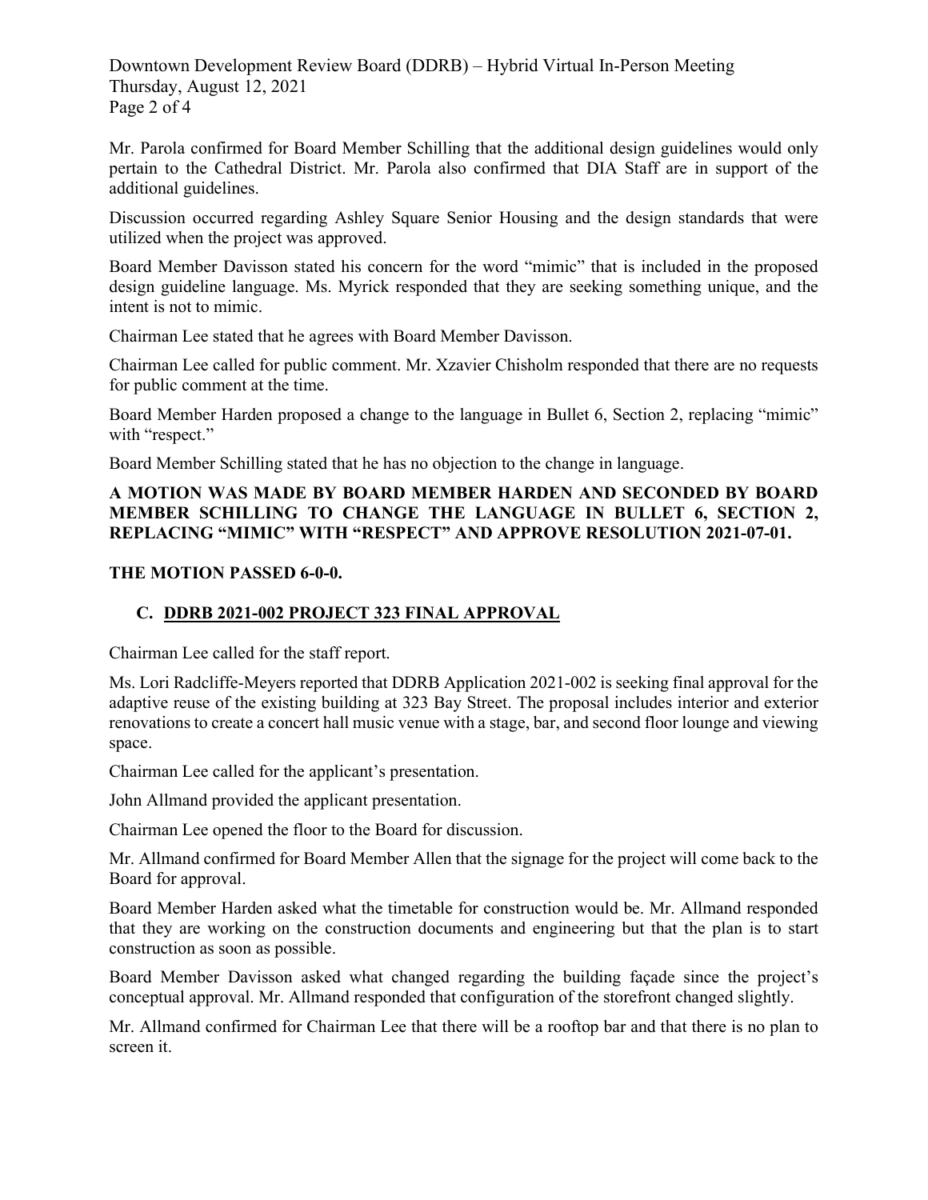Mr. Parola confirmed for Board Member Schilling that the additional design guidelines would only pertain to the Cathedral District. Mr. Parola also confirmed that DIA Staff are in support of the additional guidelines.

Discussion occurred regarding Ashley Square Senior Housing and the design standards that were utilized when the project was approved.

Board Member Davisson stated his concern for the word "mimic" that is included in the proposed design guideline language. Ms. Myrick responded that they are seeking something unique, and the intent is not to mimic.

Chairman Lee stated that he agrees with Board Member Davisson.

Chairman Lee called for public comment. Mr. Xzavier Chisholm responded that there are no requests for public comment at the time.

Board Member Harden proposed a change to the language in Bullet 6, Section 2, replacing "mimic" with "respect."

Board Member Schilling stated that he has no objection to the change in language.

**A MOTION WAS MADE BY BOARD MEMBER HARDEN AND SECONDED BY BOARD MEMBER SCHILLING TO CHANGE THE LANGUAGE IN BULLET 6, SECTION 2, REPLACING "MIMIC" WITH "RESPECT" AND APPROVE RESOLUTION 2021-07-01.**

**THE MOTION PASSED 6-0-0.**

**C. DDRB 2021-002 PROJECT 323 FINAL APPROVAL**

Chairman Lee called for the staff report.

Ms. Lori Radcliffe-Meyers reported that DDRB Application 2021-002 is seeking final approval for the adaptive reuse of the existing building at 323 Bay Street. The proposal includes interior and exterior renovations to create a concert hall music venue with a stage, bar, and second floor lounge and viewing space.

Chairman Lee called for the applicant's presentation.

John Allmand provided the applicant presentation.

Chairman Lee opened the floor to the Board for discussion.

Mr. Allmand confirmed for Board Member Allen that the signage for the project will come back to the Board for approval.

Board Member Harden asked what the timetable for construction would be. Mr. Allmand responded that they are working on the construction documents and engineering but that the plan is to start construction as soon as possible.

Board Member Davisson asked what changed regarding the building façade since the project's conceptual approval. Mr. Allmand responded that configuration of the storefront changed slightly.

Mr. Allmand confirmed for Chairman Lee that there will be a rooftop bar and that there is no plan to screen it.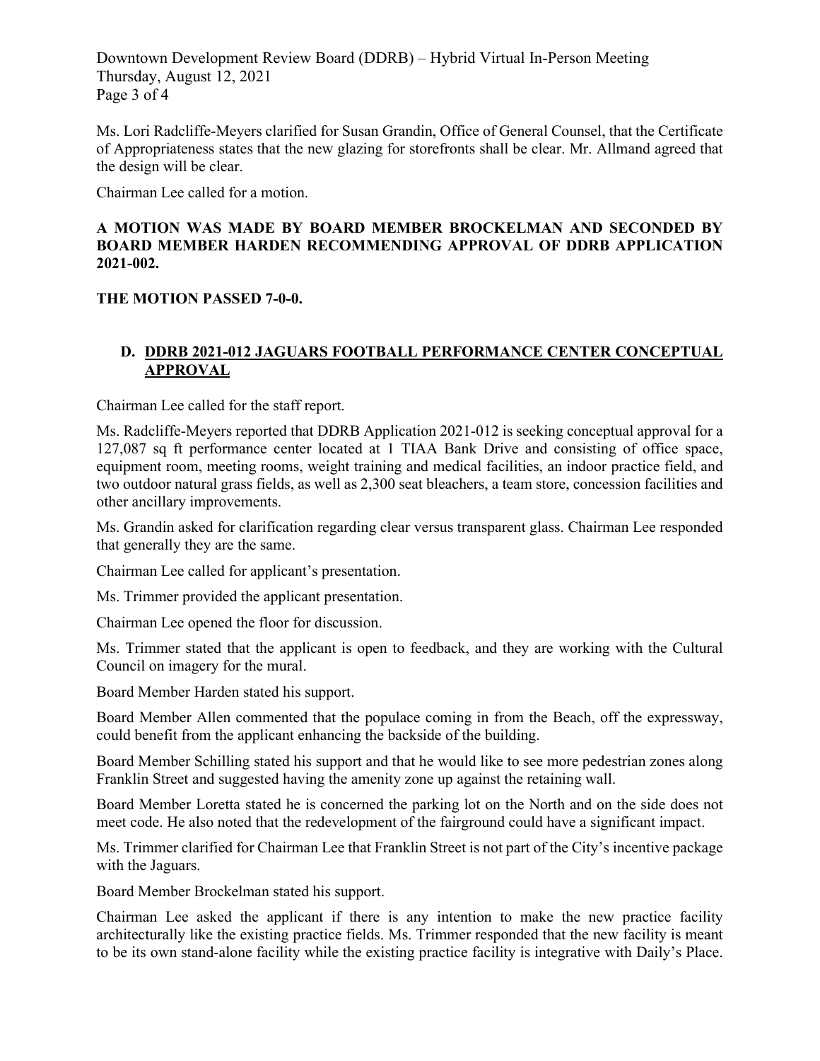Ms. Lori Radcliffe-Meyers clarified for Susan Grandin, Office of General Counsel, that the Certificate of Appropriateness states that the new glazing for storefronts shall be clear. Mr. Allmand agreed that the design will be clear.

Chairman Lee called for a motion.

**A MOTION WAS MADE BY BOARD MEMBER BROCKELMAN AND SECONDED BY BOARD MEMBER HARDEN RECOMMENDING APPROVAL OF DDRB APPLICATION 2021-002.**

**THE MOTION PASSED 7-0-0.**

**D. DDRB 2021-012 JAGUARS FOOTBALL PERFORMANCE CENTER CONCEPTUAL APPROVAL**

Chairman Lee called for the staff report.

Ms. Radcliffe-Meyers reported that DDRB Application 2021-012 is seeking conceptual approval for a 127,087 sq ft performance center located at 1 TIAA Bank Drive and consisting of office space, equipment room, meeting rooms, weight training and medical facilities, an indoor practice field, and two outdoor natural grass fields, as well as 2,300 seat bleachers, a team store, concession facilities and other ancillary improvements.

Ms. Grandin asked for clarification regarding clear versus transparent glass. Chairman Lee responded that generally they are the same.

Chairman Lee called for applicant's presentation.

Ms. Trimmer provided the applicant presentation.

Chairman Lee opened the floor for discussion.

Ms. Trimmer stated that the applicant is open to feedback, and they are working with the Cultural Council on imagery for the mural.

Board Member Harden stated his support.

Board Member Allen commented that the populace coming in from the Beach, off the expressway, could benefit from the applicant enhancing the backside of the building.

Board Member Schilling stated his support and that he would like to see more pedestrian zones along Franklin Street and suggested having the amenity zone up against the retaining wall.

Board Member Loretta stated he is concerned the parking lot on the North and on the side does not meet code. He also noted that the redevelopment of the fairground could have a significant impact.

Ms. Trimmer clarified for Chairman Lee that Franklin Street is not part of the City's incentive package with the Jaguars.

Board Member Brockelman stated his support.

Chairman Lee asked the applicant if there is any intention to make the new practice facility architecturally like the existing practice fields. Ms. Trimmer responded that the new facility is meant to be its own stand-alone facility while the existing practice facility is integrative with Daily's Place.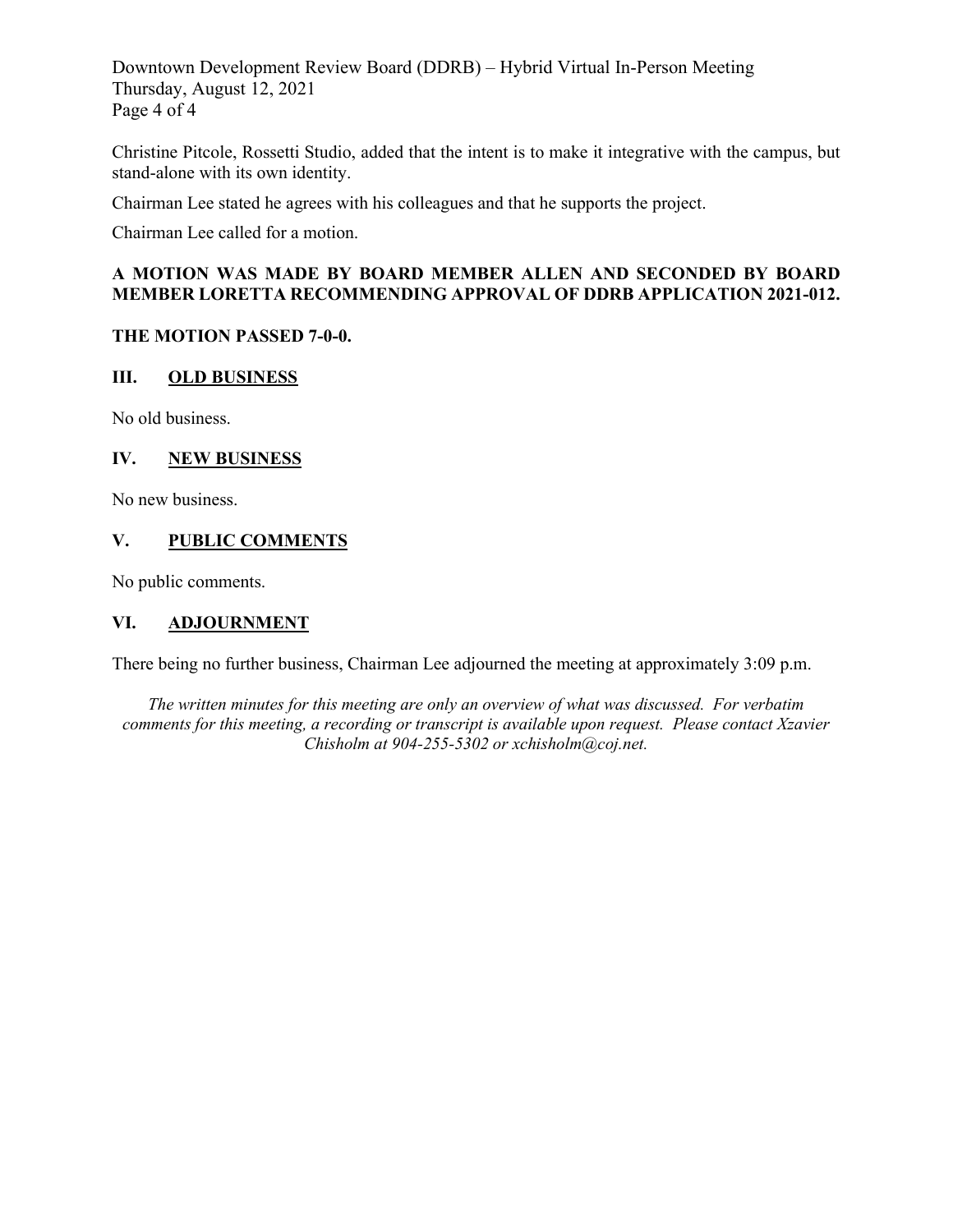Christine Pitcole, Rossetti Studio, added that the intent is to make it integrative with the campus, but stand-alone with its own identity.

Chairman Lee stated he agrees with his colleagues and that he supports the project.

Chairman Lee called for a motion.

**A MOTION WAS MADE BY BOARD MEMBER ALLEN AND SECONDED BY BOARD MEMBER LORETTA RECOMMENDING APPROVAL OF DDRB APPLICATION 2021-012.**

**THE MOTION PASSED 7-0-0.**

## III. OLD BUSINESS

No old business.

## IV. NEW BUSINESS

No new business.

## V. PUBLIC COMMENTS

No public comments.

## VI. ADJOURNMENT

There being no further business, Chairman Lee adjourned the meeting at approximately 3:09 p.m.

*The written minutes for this meeting are only an overview of what was discussed. For verbatim comments for this meeting, a recording or transcript is available upon request. Please contact Xzavier Chisholm at 904-255-5302 or xchisholm@coj.net.*